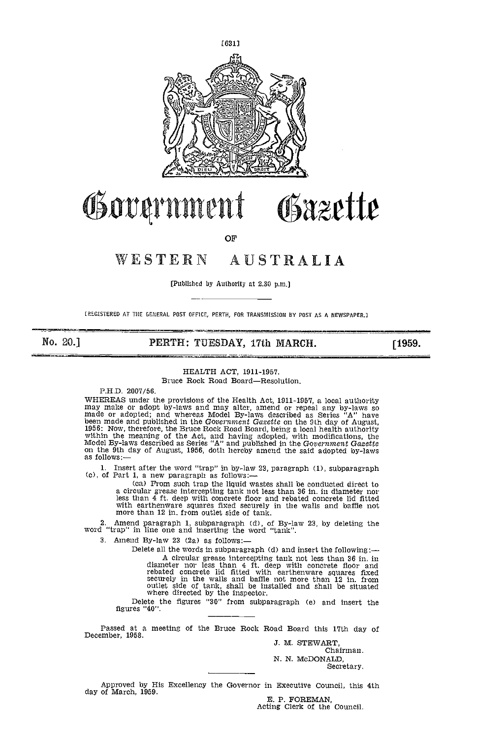# Government Gazette

OF

# WESTERN AUSTRALIA

[Published by Authority at 2.30 p.m.]

[REGISTERED AT THE GENERAL POST OFFICE, PERTH, FOR TRANSMISSION BY POST AS A NEWSPAPER.]

**No. 20.] PERTH: TUESDAY, 17th MARCH. [1959.**

HEALTH ACT, 1911-1957.

Bruce Rock Road Board—Resolution.

P.H.D. 2007/56.

WHEREAS under the provisions of the Health Act, 1911-1957, a local authority may make or adopt by-laws and may alter, amend or repeal any by-laws so made or adopted; and whereas Model By-laws described as Series "A" have been made and published in the *Government Gazette* on the 9th day of August, 1956: Now, therefore, the Bruce Rock Road Board, being a local health authority within the meaning of the Act, and having adopted, with modifications, the Model By-laws described as Series "A" and published in the *Government Gazette* on the 9th day of August, 1956, doth hereby amend the said adopted by-laws as follows:—

1. Insert after the word "trap" in by-law 23, paragraph (1), subparagraph (c), of Part 1, a new paragraph as follows:—

   (ca) From such trap the liquid wastes shall be conducted direct to a circular grease intercepting tank not less than 36 in. in diameter nor less than 4 ft. deep with concrete floor and rebated concrete lid fitted with earthenware squares fixed securely in the walls and baffle not more than 12 in. from outlet side of tank.

2. Amend paragraph 1, subparagraph (d), of By-law 23, by deleting the word "trap" in line one and inserting the word "tank".

3. Amend By-law 23 (2a) as follows:—

   Delete all the words in subparagraph (d) and insert the following:—

   A circular grease intercepting tank not less than 36 in. in diameter nor less than 4 ft. deep with concrete floor and rebated concrete lid fitted with earthenware squares fixed securely in the walls and baffle not more than 12 in. from outlet side of tank, shall be installed and shall be situated where directed by the inspector.

   Delete the figures "30" from subparagraph (e) and insert the figures "40".

Passed at a meeting of the Bruce Rock Road Board this 17th day of December, 1958.

J. M. STEWART,
Chairman.

N. N. McDONALD,
Secretary.

Approved by His Excellency the Governor in Executive Council, this 4th day of March, 1959.

E. P. FOREMAN,
Acting Clerk of the Council.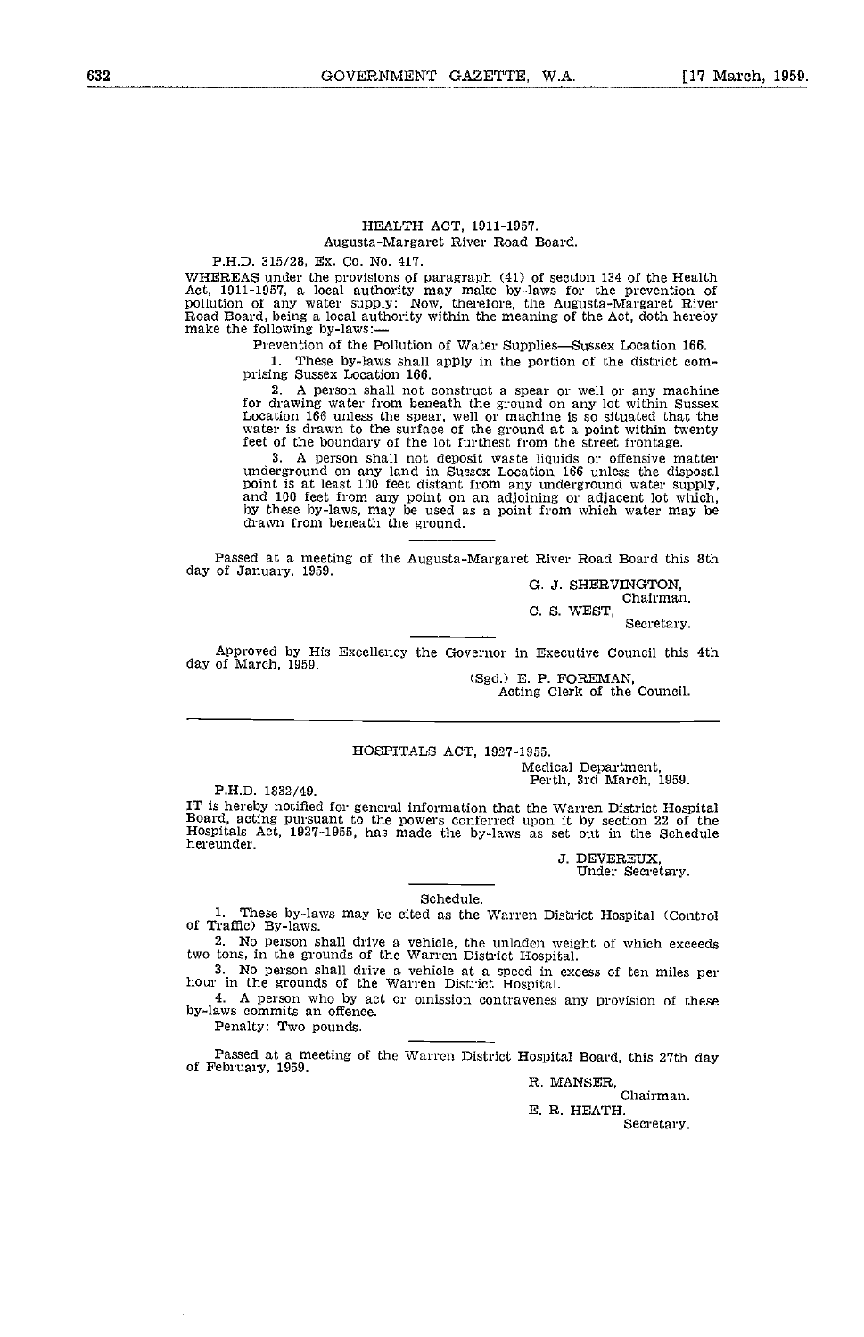## HEALTH ACT, 1911-1957.

### Augusta-Margaret River Road Board.

P.H.D. 315/28, Ex. Co. No. 417.

WHEREAS under the provisions of paragraph (41) of section 134 of the Health Act, 1911-1957, a local authority may make by-laws for the prevention of pollution of any water supply: Now, therefore, the Augusta-Margaret River Road Board, being a local authority within the meaning of the Act, doth hereby make the following by-laws:—

Prevention of the Pollution of Water Supplies—Sussex Location 166.

1. These by-laws shall apply in the portion of the district comprising Sussex Location 166.

2. A person shall not construct a spear or well or any machine for drawing water from beneath the ground on any lot within Sussex Location 166 unless the spear, well or machine is so situated that the water is drawn to the surface of the ground at a point within twenty feet of the boundary of the lot furthest from the street frontage.

3. A person shall not deposit waste liquids or offensive matter underground on any land in Sussex Location 166 unless the disposal point is at least 100 feet distant from any underground water supply, and 100 feet from any point on an adjoining or adjacent lot which, by these by-laws, may be used as a point from which water may be drawn from beneath the ground.

---

Passed at a meeting of the Augusta-Margaret River Road Board this 8th day of January, 1959.

G. J. SHERVINGTON,
Chairman.

C. S. WEST,
Secretary.

---

Approved by His Excellency the Governor in Executive Council this 4th day of March, 1959.

(Sgd.) E. P. FOREMAN,
Acting Clerk of the Council.

---

## HOSPITALS ACT, 1927-1955.

Medical Department,
Perth, 3rd March, 1959.

P.H.D. 1832/49.

IT is hereby notified for general information that the Warren District Hospital Board, acting pursuant to the powers conferred upon it by section 22 of the Hospitals Act, 1927-1955, has made the by-laws as set out in the Schedule hereunder.

J. DEVEREUX,
Under Secretary.

---

### Schedule.

1. These by-laws may be cited as the Warren District Hospital (Control of Traffic) By-laws.

2. No person shall drive a vehicle, the unladen weight of which exceeds two tons, in the grounds of the Warren District Hospital.

3. No person shall drive a vehicle at a speed in excess of ten miles per hour in the grounds of the Warren District Hospital.

4. A person who by act or omission contravenes any provision of these by-laws commits an offence.

Penalty: Two pounds.

---

Passed at a meeting of the Warren District Hospital Board, this 27th day of February, 1959.

R. MANSER,
Chairman.

E. R. HEATH.
Secretary.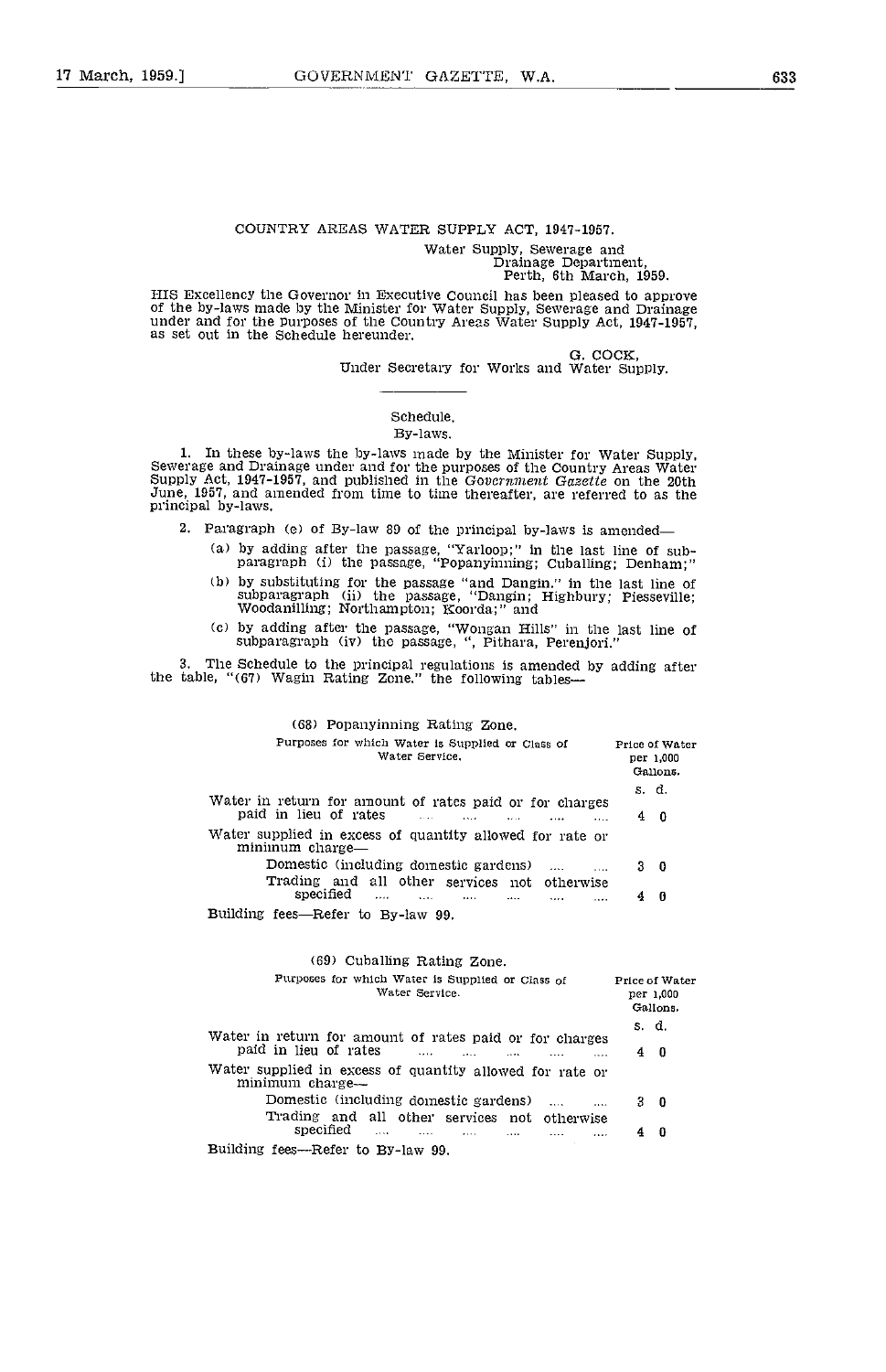COUNTRY AREAS WATER SUPPLY ACT, 1947-1957.

Water Supply, Sewerage and Drainage Department,
Perth, 6th March, 1959.

HIS Excellency the Governor in Executive Council has been pleased to approve of the by-laws made by the Minister for Water Supply, Sewerage and Drainage under and for the purposes of the Country Areas Water Supply Act, 1947-1957, as set out in the Schedule hereunder.

G. COCK,
Under Secretary for Works and Water Supply.

Schedule.

By-laws.

1. In these by-laws the by-laws made by the Minister for Water Supply, Sewerage and Drainage under and for the purposes of the Country Areas Water Supply Act, 1947-1957, and published in the *Government Gazette* on the 20th June, 1957, and amended from time to time thereafter, are referred to as the principal by-laws.

2. Paragraph (e) of By-law 89 of the principal by-laws is amended—

(a) by adding after the passage, "Yarloop;" in the last line of subparagraph (i) the passage, "Popanyinning; Cuballing; Denham;"

(b) by substituting for the passage "and Dangin." in the last line of subparagraph (ii) the passage, "Dangin; Highbury; Piesseville; Woodanilling; Northampton; Koorda;" and

(c) by adding after the passage, "Wongan Hills" in the last line of subparagraph (iv) the passage, ", Pithara, Perenjori."

3. The Schedule to the principal regulations is amended by adding after the table, "(67) Wagin Rating Zone." the following tables—

(68) Popanyinning Rating Zone.

| Purposes for which Water is Supplied or Class of Water Service. | Price of Water per 1,000 Gallons. |
|---|---|
| | s. d. |
| Water in return for amount of rates paid or for charges paid in lieu of rates | 4 0 |
| Water supplied in excess of quantity allowed for rate or minimum charge— | |
| Domestic (including domestic gardens) | 3 0 |
| Trading and all other services not otherwise specified | 4 0 |

Building fees—Refer to By-law 99.

(69) Cuballing Rating Zone.

| Purposes for which Water is Supplied or Class of Water Service. | Price of Water per 1,000 Gallons. |
|---|---|
| | s. d. |
| Water in return for amount of rates paid or for charges paid in lieu of rates | 4 0 |
| Water supplied in excess of quantity allowed for rate or minimum charge— | |
| Domestic (including domestic gardens) | 3 0 |
| Trading and all other services not otherwise specified | 4 0 |

Building fees—Refer to By-law 99.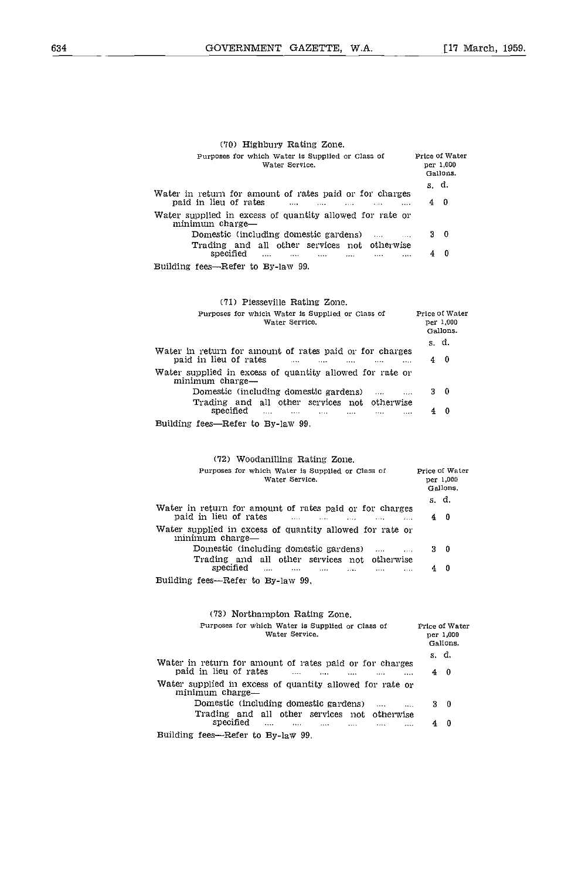### (70) Highbury Rating Zone.

| Purposes for which Water is Supplied or Class of Water Service. | Price of Water per 1,000 Gallons. |
|---|---|
| | s. d. |
| Water in return for amount of rates paid or for charges paid in lieu of rates .... .... .... .... .... | 4 0 |
| Water supplied in excess of quantity allowed for rate or minimum charge— | |
| Domestic (including domestic gardens) .... .... | 3 0 |
| Trading and all other services not otherwise specified .... .... .... .... .... .... | 4 0 |

Building fees—Refer to By-law 99.

### (71) Piesseville Rating Zone.

| Purposes for which Water is Supplied or Class of Water Service. | Price of Water per 1,000 Gallons. |
|---|---|
| | s. d. |
| Water in return for amount of rates paid or for charges paid in lieu of rates .... .... .... .... .... | 4 0 |
| Water supplied in excess of quantity allowed for rate or minimum charge— | |
| Domestic (including domestic gardens) .... .... | 3 0 |
| Trading and all other services not otherwise specified .... .... .... .... .... .... | 4 0 |

Building fees—Refer to By-law 99.

### (72) Woodanilling Rating Zone.

| Purposes for which Water is Supplied or Class of Water Service. | Price of Water per 1,000 Gallons. |
|---|---|
| | s. d. |
| Water in return for amount of rates paid or for charges paid in lieu of rates .... .... .... .... .... | 4 0 |
| Water supplied in excess of quantity allowed for rate or minimum charge— | |
| Domestic (including domestic gardens) .... .... | 3 0 |
| Trading and all other services not otherwise specified .... .... .... .... .... .... | 4 0 |

Building fees—Refer to By-law 99.

### (73) Northampton Rating Zone.

| Purposes for which Water is Supplied or Class of Water Service. | Price of Water per 1,000 Gallons. |
|---|---|
| | s. d. |
| Water in return for amount of rates paid or for charges paid in lieu of rates .... .... .... .... .... | 4 0 |
| Water supplied in excess of quantity allowed for rate or minimum charge— | |
| Domestic (including domestic gardens) .... .... | 3 0 |
| Trading and all other services not otherwise specified .... .... .... .... .... .... | 4 0 |

Building fees—Refer to By-law 99.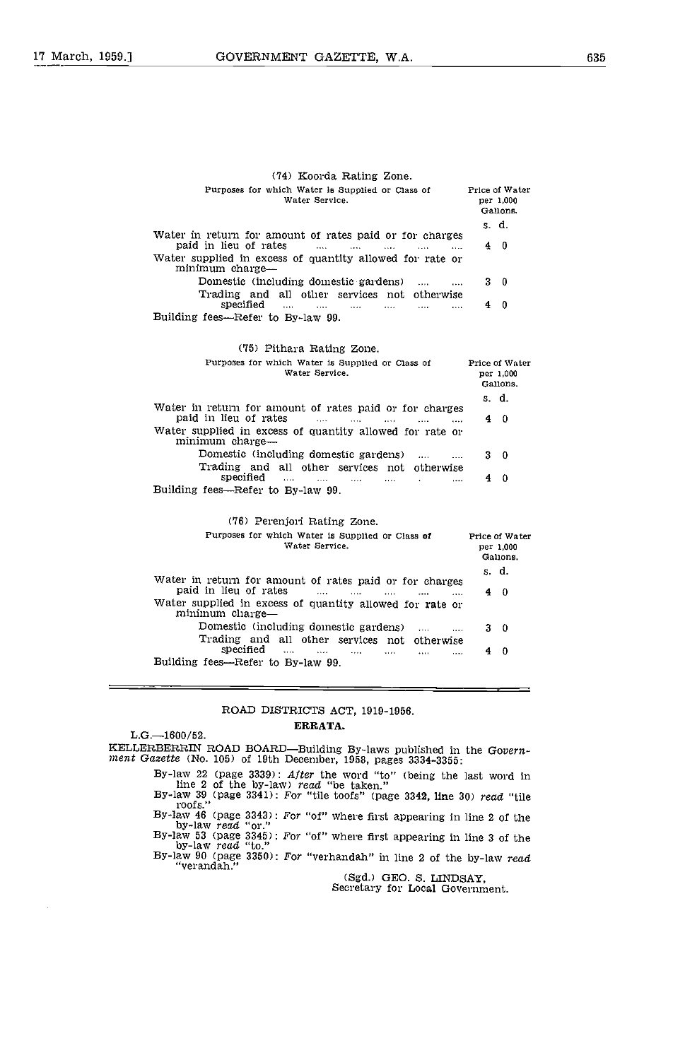### (74) Koorda Rating Zone.

| Purposes for which Water is Supplied or Class of Water Service. | Price of Water per 1,000 Gallons. |
|---|---|
| | s. d. |
| Water in return for amount of rates paid or for charges paid in lieu of rates .... .... .... .... .... | 4 0 |
| Water supplied in excess of quantity allowed for rate or minimum charge— | |
| Domestic (including domestic gardens) .... .... | 3 0 |
| Trading and all other services not otherwise specified .... .... .... .... .... .... | 4 0 |
| Building fees—Refer to By-law 99. | |

### (75) Pithara Rating Zone.

| Purposes for which Water is Supplied or Class of Water Service. | Price of Water per 1,000 Gallons. |
|---|---|
| | s. d. |
| Water in return for amount of rates paid or for charges paid in lieu of rates .... .... .... .... .... | 4 0 |
| Water supplied in excess of quantity allowed for rate or minimum charge— | |
| Domestic (including domestic gardens) .... .... | 3 0 |
| Trading and all other services not otherwise specified .... .... .... .... . .... | 4 0 |
| Building fees—Refer to By-law 99. | |

### (76) Perenjori Rating Zone.

| Purposes for which Water is Supplied or Class of Water Service. | Price of Water per 1,000 Gallons. |
|---|---|
| | s. d. |
| Water in return for amount of rates paid or for charges paid in lieu of rates .... .... .... .... .... | 4 0 |
| Water supplied in excess of quantity allowed for rate or minimum charge— | |
| Domestic (including domestic gardens) .... .... | 3 0 |
| Trading and all other services not otherwise specified .... .... .... .... .... .... | 4 0 |
| Building fees—Refer to By-law 99. | |

---

## ROAD DISTRICTS ACT, 1919-1956.

### ERRATA.

L.G.—1600/52.

KELLERBERRIN ROAD BOARD—Building By-laws published in the *Government Gazette* (No. 105) of 19th December, 1958, pages 3334-3355:

By-law 22 (page 3339): *After* the word "to" (being the last word in line 2 of the by-law) *read* "be taken."

By-law 39 (page 3341): *For* "tile toofs" (page 3342, line 30) *read* "tile roofs."

By-law 46 (page 3343): *For* "of" where first appearing in line 2 of the by-law *read* "or."

By-law 53 (page 3345): *For* "of" where first appearing in line 3 of the by-law *read* "to."

By-law 90 (page 3350): *For* "verhandah" in line 2 of the by-law *read* "verandah."

(Sgd.) GEO. S. LINDSAY,
Secretary for Local Government.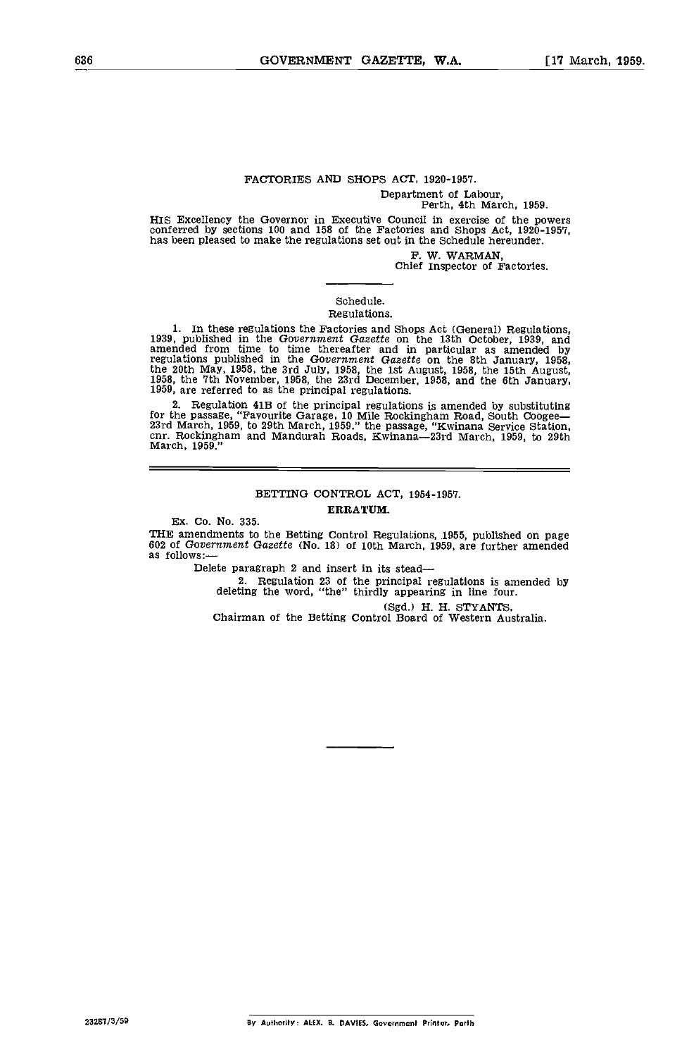## FACTORIES AND SHOPS ACT, 1920-1957.

Department of Labour,
Perth, 4th March, 1959.

HIS Excellency the Governor in Executive Council in exercise of the powers conferred by sections 100 and 158 of the Factories and Shops Act, 1920-1957, has been pleased to make the regulations set out in the Schedule hereunder.

F. W. WARMAN,
Chief Inspector of Factories.

---

Schedule.
Regulations.

1. In these regulations the Factories and Shops Act (General) Regulations, 1939, published in the *Government Gazette* on the 13th October, 1939, and amended from time to time thereafter and in particular as amended by regulations published in the *Government Gazette* on the 8th January, 1958, the 20th May, 1958, the 3rd July, 1958, the 1st August, 1958, the 15th August, 1958, the 7th November, 1958, the 23rd December, 1958, and the 6th January, 1959, are referred to as the principal regulations.

2. Regulation 41B of the principal regulations is amended by substituting for the passage, "Favourite Garage, 10 Mile Rockingham Road, South Coogee—23rd March, 1959, to 29th March, 1959." the passage, "Kwinana Service Station, cnr. Rockingham and Mandurah Roads, Kwinana—23rd March, 1959, to 29th March, 1959."

---

## BETTING CONTROL ACT, 1954-1957.

**ERRATUM.**

Ex. Co. No. 335.

THE amendments to the Betting Control Regulations, 1955, published on page 602 of *Government Gazette* (No. 18) of 10th March, 1959, are further amended as follows:—

Delete paragraph 2 and insert in its stead—

2. Regulation 23 of the principal regulations is amended by deleting the word, "the" thirdly appearing in line four.

(Sgd.) H. H. STYANTS,
Chairman of the Betting Control Board of Western Australia.

---

23287/3/59

By Authority: ALEX. B. DAVIES, Government Printer, Perth